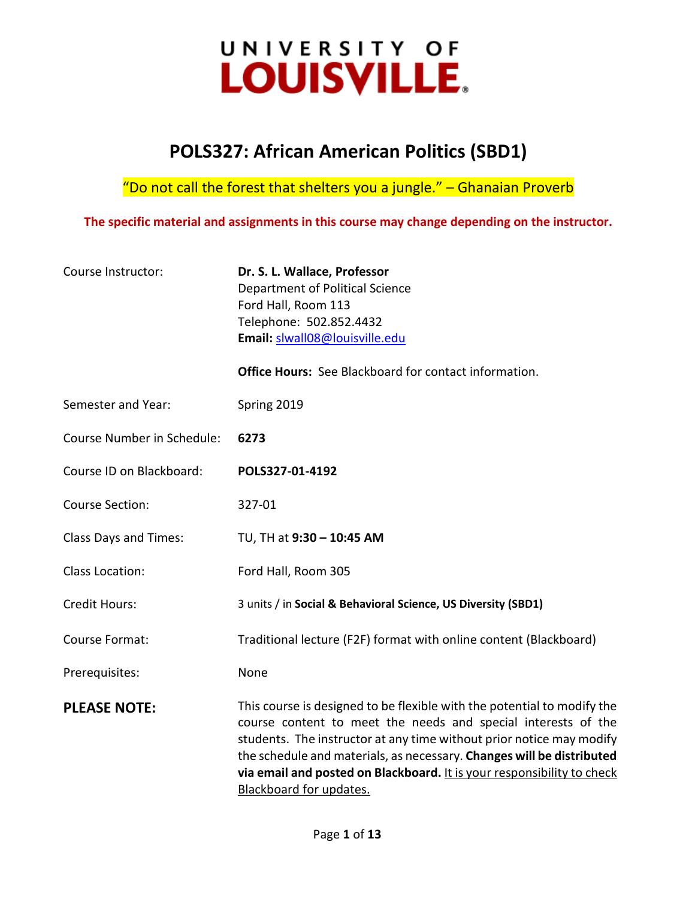# UNIVERSITY OF LOUISVILLE

# POLS327: African American Politics (SBD1)

"Do not call the forest that shelters you a jungle." – Ghanaian Proverb

**The specific material and assignments in this course may change depending on the instructor.**

| | |
|---|---|
| Course Instructor: | **Dr. S. L. Wallace, Professor**<br>Department of Political Science<br>Ford Hall, Room 113<br>Telephone: 502.852.4432<br>**Email:** slwall08@louisville.edu<br><br>**Office Hours:** See Blackboard for contact information. |
| Semester and Year: | Spring 2019 |
| Course Number in Schedule: | **6273** |
| Course ID on Blackboard: | **POLS327-01-4192** |
| Course Section: | 327-01 |
| Class Days and Times: | TU, TH at **9:30 – 10:45 AM** |
| Class Location: | Ford Hall, Room 305 |
| Credit Hours: | 3 units / in **Social & Behavioral Science, US Diversity (SBD1)** |
| Course Format: | Traditional lecture (F2F) format with online content (Blackboard) |
| Prerequisites: | None |
| **PLEASE NOTE:** | This course is designed to be flexible with the potential to modify the course content to meet the needs and special interests of the students. The instructor at any time without prior notice may modify the schedule and materials, as necessary. **Changes will be distributed via email and posted on Blackboard.** It is your responsibility to check Blackboard for updates. |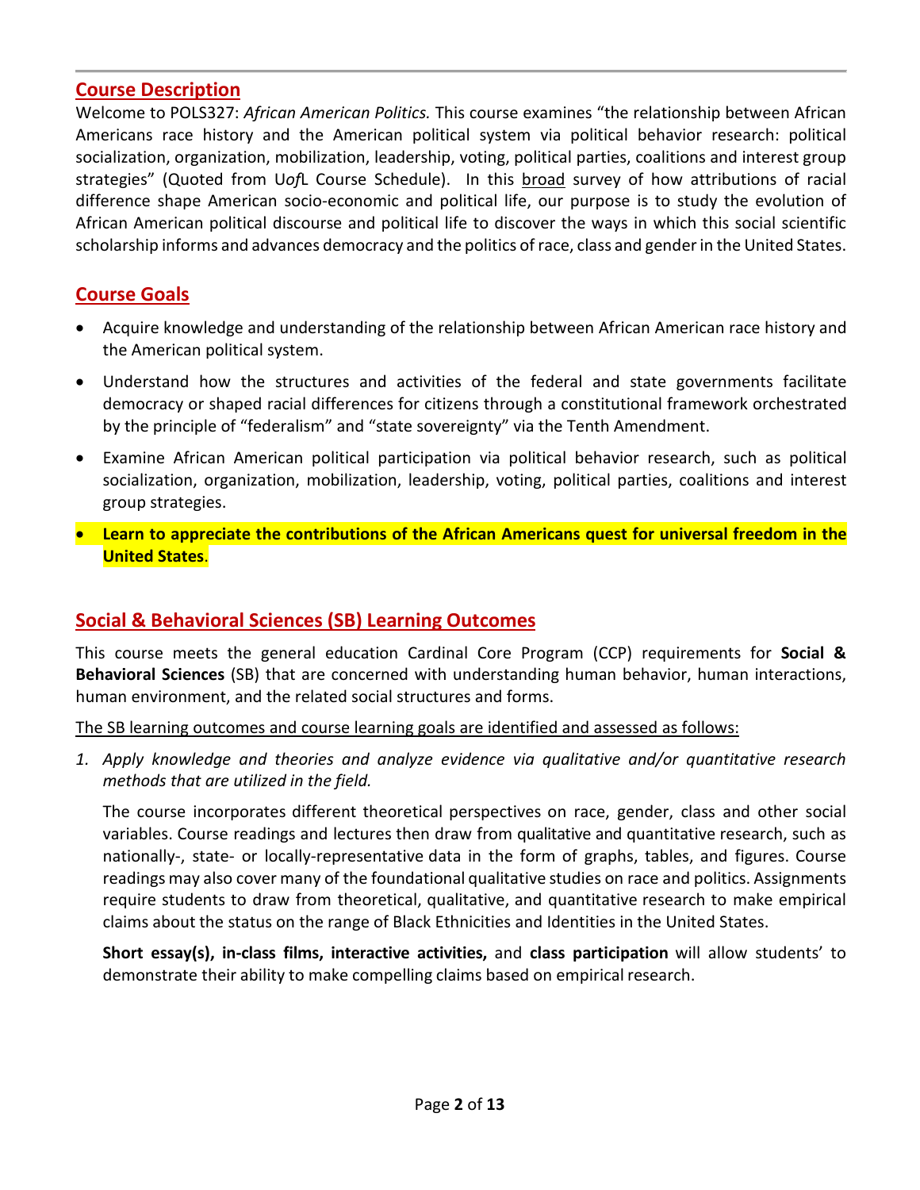## Course Description

Welcome to POLS327: *African American Politics.* This course examines "the relationship between African Americans race history and the American political system via political behavior research: political socialization, organization, mobilization, leadership, voting, political parties, coalitions and interest group strategies" (Quoted from U*of*L Course Schedule). In this broad survey of how attributions of racial difference shape American socio-economic and political life, our purpose is to study the evolution of African American political discourse and political life to discover the ways in which this social scientific scholarship informs and advances democracy and the politics of race, class and gender in the United States.

## Course Goals

- Acquire knowledge and understanding of the relationship between African American race history and the American political system.
- Understand how the structures and activities of the federal and state governments facilitate democracy or shaped racial differences for citizens through a constitutional framework orchestrated by the principle of "federalism" and "state sovereignty" via the Tenth Amendment.
- Examine African American political participation via political behavior research, such as political socialization, organization, mobilization, leadership, voting, political parties, coalitions and interest group strategies.
- **Learn to appreciate the contributions of the African Americans quest for universal freedom in the United States**.

## Social & Behavioral Sciences (SB) Learning Outcomes

This course meets the general education Cardinal Core Program (CCP) requirements for **Social & Behavioral Sciences** (SB) that are concerned with understanding human behavior, human interactions, human environment, and the related social structures and forms.

The SB learning outcomes and course learning goals are identified and assessed as follows:

1. *Apply knowledge and theories and analyze evidence via qualitative and/or quantitative research methods that are utilized in the field.*

   The course incorporates different theoretical perspectives on race, gender, class and other social variables. Course readings and lectures then draw from qualitative and quantitative research, such as nationally-, state- or locally-representative data in the form of graphs, tables, and figures. Course readings may also cover many of the foundational qualitative studies on race and politics. Assignments require students to draw from theoretical, qualitative, and quantitative research to make empirical claims about the status on the range of Black Ethnicities and Identities in the United States.

   **Short essay(s), in-class films, interactive activities,** and **class participation** will allow students' to demonstrate their ability to make compelling claims based on empirical research.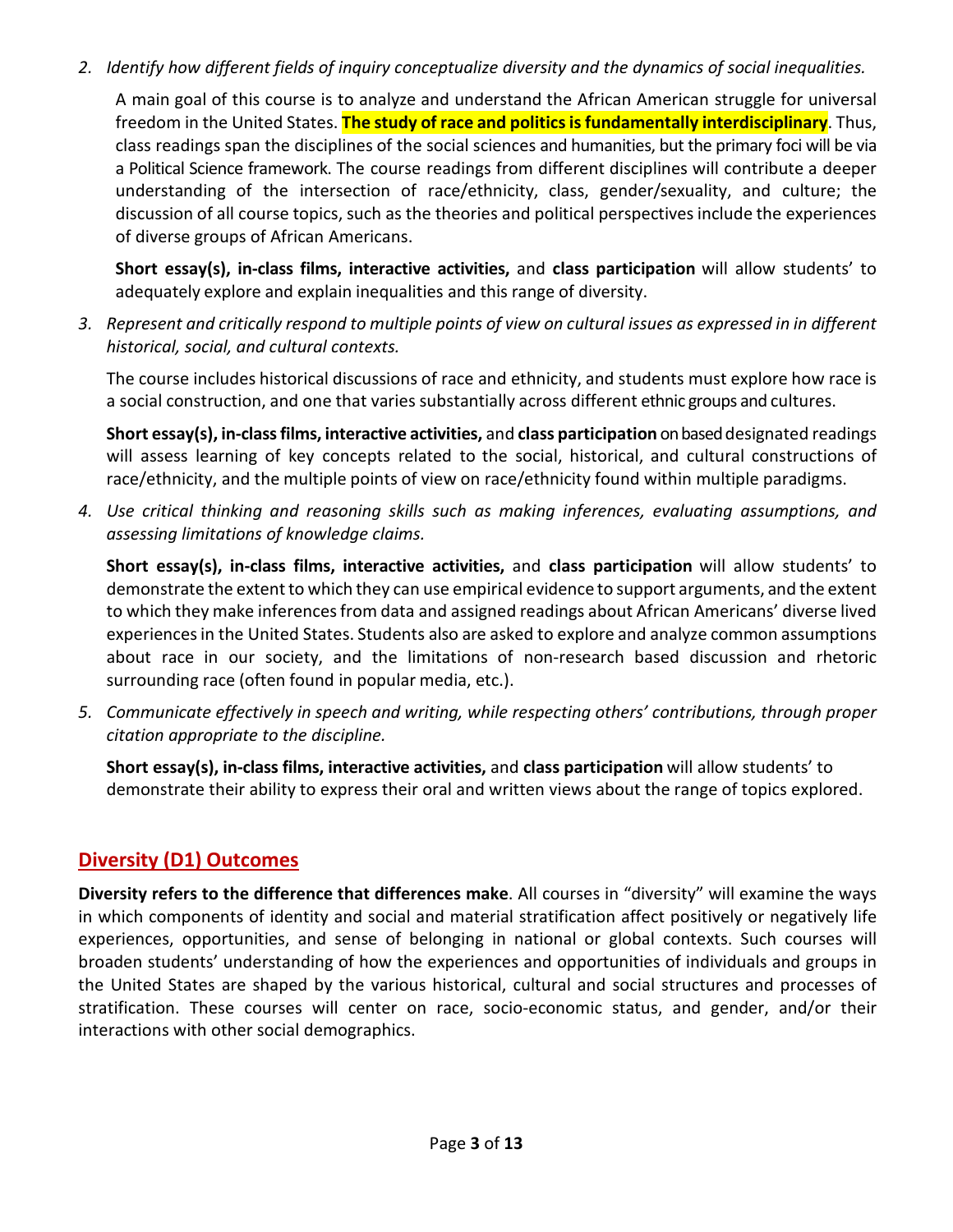2. *Identify how different fields of inquiry conceptualize diversity and the dynamics of social inequalities.*

   A main goal of this course is to analyze and understand the African American struggle for universal freedom in the United States. **The study of race and politics is fundamentally interdisciplinary**. Thus, class readings span the disciplines of the social sciences and humanities, but the primary foci will be via a Political Science framework. The course readings from different disciplines will contribute a deeper understanding of the intersection of race/ethnicity, class, gender/sexuality, and culture; the discussion of all course topics, such as the theories and political perspectives include the experiences of diverse groups of African Americans.

   **Short essay(s), in-class films, interactive activities,** and **class participation** will allow students' to adequately explore and explain inequalities and this range of diversity.

3. *Represent and critically respond to multiple points of view on cultural issues as expressed in in different historical, social, and cultural contexts.*

   The course includes historical discussions of race and ethnicity, and students must explore how race is a social construction, and one that varies substantially across different ethnic groups and cultures.

   **Short essay(s), in-class films, interactive activities,** and **class participation** on based designated readings will assess learning of key concepts related to the social, historical, and cultural constructions of race/ethnicity, and the multiple points of view on race/ethnicity found within multiple paradigms.

4. *Use critical thinking and reasoning skills such as making inferences, evaluating assumptions, and assessing limitations of knowledge claims.*

   **Short essay(s), in-class films, interactive activities,** and **class participation** will allow students' to demonstrate the extent to which they can use empirical evidence to support arguments, and the extent to which they make inferences from data and assigned readings about African Americans' diverse lived experiences in the United States. Students also are asked to explore and analyze common assumptions about race in our society, and the limitations of non-research based discussion and rhetoric surrounding race (often found in popular media, etc.).

5. *Communicate effectively in speech and writing, while respecting others' contributions, through proper citation appropriate to the discipline.*

   **Short essay(s), in-class films, interactive activities,** and **class participation** will allow students' to demonstrate their ability to express their oral and written views about the range of topics explored.

## Diversity (D1) Outcomes

**Diversity refers to the difference that differences make**. All courses in "diversity" will examine the ways in which components of identity and social and material stratification affect positively or negatively life experiences, opportunities, and sense of belonging in national or global contexts. Such courses will broaden students' understanding of how the experiences and opportunities of individuals and groups in the United States are shaped by the various historical, cultural and social structures and processes of stratification. These courses will center on race, socio-economic status, and gender, and/or their interactions with other social demographics.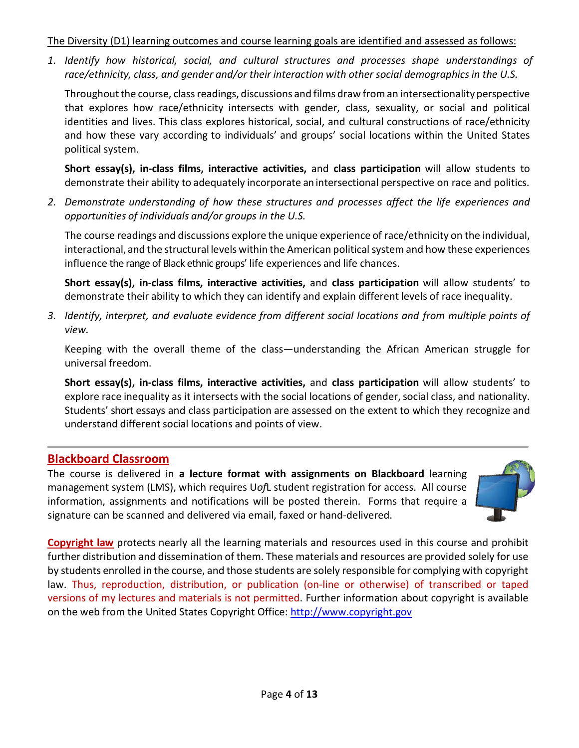The Diversity (D1) learning outcomes and course learning goals are identified and assessed as follows:

1. *Identify how historical, social, and cultural structures and processes shape understandings of race/ethnicity, class, and gender and/or their interaction with other social demographics in the U.S.*

   Throughout the course, class readings, discussions and films draw from an intersectionality perspective that explores how race/ethnicity intersects with gender, class, sexuality, or social and political identities and lives. This class explores historical, social, and cultural constructions of race/ethnicity and how these vary according to individuals' and groups' social locations within the United States political system.

   **Short essay(s), in-class films, interactive activities,** and **class participation** will allow students to demonstrate their ability to adequately incorporate an intersectional perspective on race and politics.

2. *Demonstrate understanding of how these structures and processes affect the life experiences and opportunities of individuals and/or groups in the U.S.*

   The course readings and discussions explore the unique experience of race/ethnicity on the individual, interactional, and the structural levels within the American political system and how these experiences influence the range of Black ethnic groups' life experiences and life chances.

   **Short essay(s), in-class films, interactive activities,** and **class participation** will allow students' to demonstrate their ability to which they can identify and explain different levels of race inequality.

3. *Identify, interpret, and evaluate evidence from different social locations and from multiple points of view.*

   Keeping with the overall theme of the class—understanding the African American struggle for universal freedom.

   **Short essay(s), in-class films, interactive activities,** and **class participation** will allow students' to explore race inequality as it intersects with the social locations of gender, social class, and nationality. Students' short essays and class participation are assessed on the extent to which they recognize and understand different social locations and points of view.

---

## Blackboard Classroom

The course is delivered in **a lecture format with assignments on Blackboard** learning management system (LMS), which requires U*of*L student registration for access. All course information, assignments and notifications will be posted therein. Forms that require a signature can be scanned and delivered via email, faxed or hand-delivered.

**Copyright law** protects nearly all the learning materials and resources used in this course and prohibit further distribution and dissemination of them. These materials and resources are provided solely for use by students enrolled in the course, and those students are solely responsible for complying with copyright law. Thus, reproduction, distribution, or publication (on-line or otherwise) of transcribed or taped versions of my lectures and materials is not permitted. Further information about copyright is available on the web from the United States Copyright Office: http://www.copyright.gov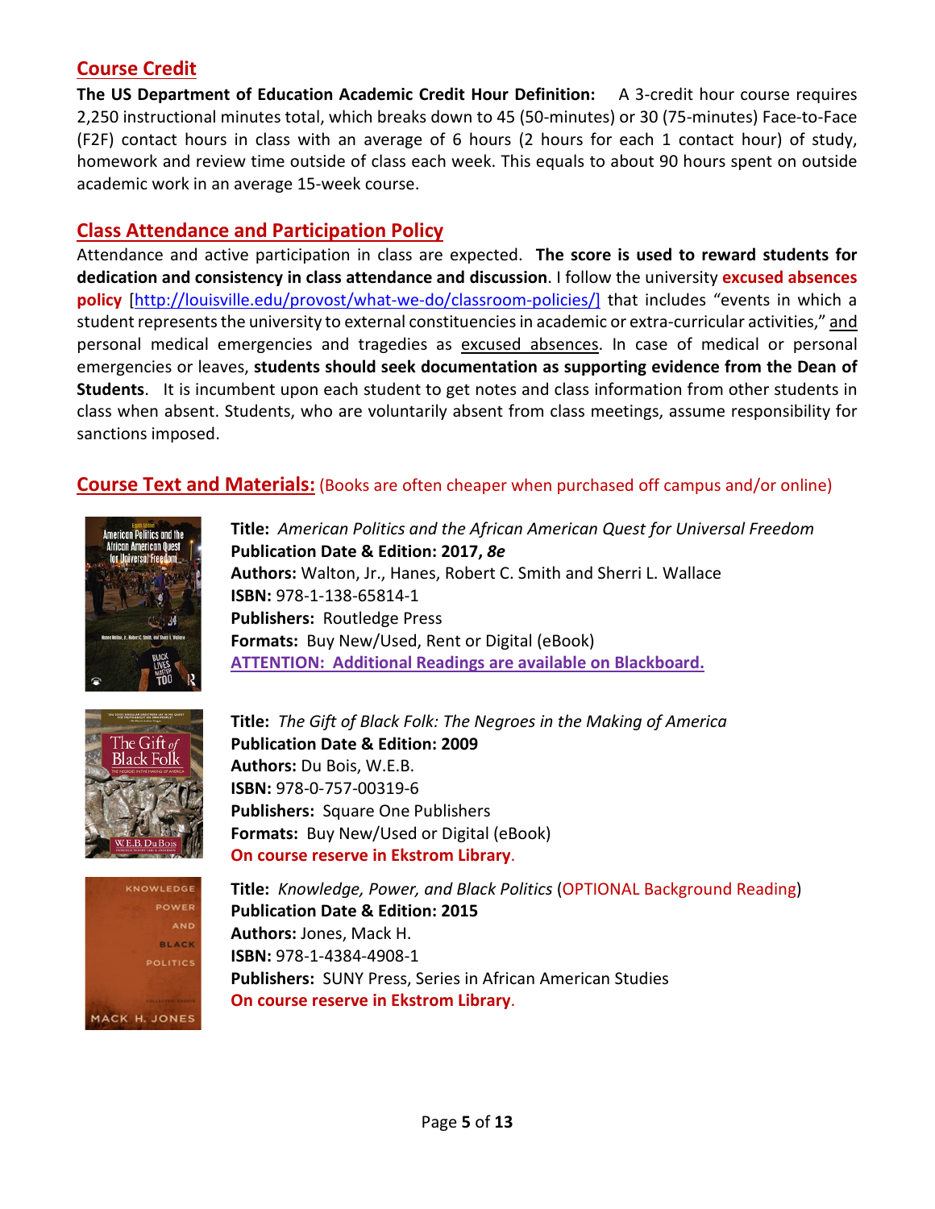## Course Credit

**The US Department of Education Academic Credit Hour Definition:** A 3-credit hour course requires 2,250 instructional minutes total, which breaks down to 45 (50-minutes) or 30 (75-minutes) Face-to-Face (F2F) contact hours in class with an average of 6 hours (2 hours for each 1 contact hour) of study, homework and review time outside of class each week. This equals to about 90 hours spent on outside academic work in an average 15-week course.

## Class Attendance and Participation Policy

Attendance and active participation in class are expected. **The score is used to reward students for dedication and consistency in class attendance and discussion**. I follow the university **excused absences policy** [http://louisville.edu/provost/what-we-do/classroom-policies/] that includes "events in which a student represents the university to external constituencies in academic or extra-curricular activities," and personal medical emergencies and tragedies as excused absences. In case of medical or personal emergencies or leaves, **students should seek documentation as supporting evidence from the Dean of Students**. It is incumbent upon each student to get notes and class information from other students in class when absent. Students, who are voluntarily absent from class meetings, assume responsibility for sanctions imposed.

## Course Text and Materials: (Books are often cheaper when purchased off campus and/or online)

**Title:** *American Politics and the African American Quest for Universal Freedom*
**Publication Date & Edition: 2017, *8e***
**Authors:** Walton, Jr., Hanes, Robert C. Smith and Sherri L. Wallace
**ISBN:** 978-1-138-65814-1
**Publishers:** Routledge Press
**Formats:** Buy New/Used, Rent or Digital (eBook)
**ATTENTION: Additional Readings are available on Blackboard.**

**Title:** *The Gift of Black Folk: The Negroes in the Making of America*
**Publication Date & Edition: 2009**
**Authors:** Du Bois, W.E.B.
**ISBN:** 978-0-757-00319-6
**Publishers:** Square One Publishers
**Formats:** Buy New/Used or Digital (eBook)
**On course reserve in Ekstrom Library**.

**Title:** *Knowledge, Power, and Black Politics* (OPTIONAL Background Reading)
**Publication Date & Edition: 2015**
**Authors:** Jones, Mack H.
**ISBN:** 978-1-4384-4908-1
**Publishers:** SUNY Press, Series in African American Studies
**On course reserve in Ekstrom Library**.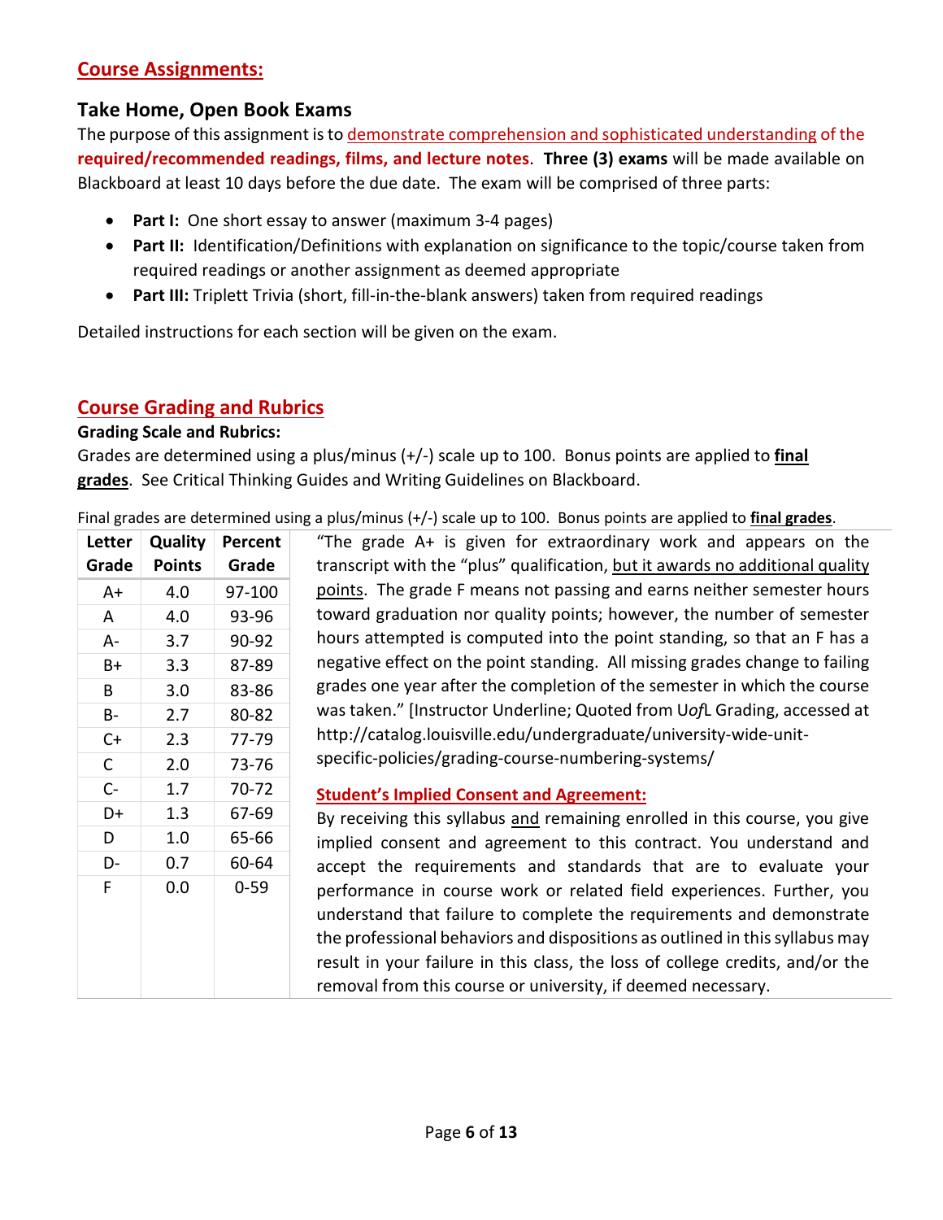## Course Assignments:

### Take Home, Open Book Exams

The purpose of this assignment is to demonstrate comprehension and sophisticated understanding of the **required/recommended readings, films, and lecture notes**. **Three (3) exams** will be made available on Blackboard at least 10 days before the due date. The exam will be comprised of three parts:

- **Part I:** One short essay to answer (maximum 3-4 pages)
- **Part II:** Identification/Definitions with explanation on significance to the topic/course taken from required readings or another assignment as deemed appropriate
- **Part III:** Triplett Trivia (short, fill-in-the-blank answers) taken from required readings

Detailed instructions for each section will be given on the exam.

## Course Grading and Rubrics

**Grading Scale and Rubrics:**

Grades are determined using a plus/minus (+/-) scale up to 100. Bonus points are applied to **final grades**. See Critical Thinking Guides and Writing Guidelines on Blackboard.

Final grades are determined using a plus/minus (+/-) scale up to 100. Bonus points are applied to **final grades**.

| Letter Grade | Quality Points | Percent Grade |
|---|---|---|
| A+ | 4.0 | 97-100 |
| A | 4.0 | 93-96 |
| A- | 3.7 | 90-92 |
| B+ | 3.3 | 87-89 |
| B | 3.0 | 83-86 |
| B- | 2.7 | 80-82 |
| C+ | 2.3 | 77-79 |
| C | 2.0 | 73-76 |
| C- | 1.7 | 70-72 |
| D+ | 1.3 | 67-69 |
| D | 1.0 | 65-66 |
| D- | 0.7 | 60-64 |
| F | 0.0 | 0-59 |

"The grade A+ is given for extraordinary work and appears on the transcript with the "plus" qualification, but it awards no additional quality points. The grade F means not passing and earns neither semester hours toward graduation nor quality points; however, the number of semester hours attempted is computed into the point standing, so that an F has a negative effect on the point standing. All missing grades change to failing grades one year after the completion of the semester in which the course was taken." [Instructor Underline; Quoted from U*of*L Grading, accessed at http://catalog.louisville.edu/undergraduate/university-wide-unit-specific-policies/grading-course-numbering-systems/

**Student's Implied Consent and Agreement:**

By receiving this syllabus and remaining enrolled in this course, you give implied consent and agreement to this contract. You understand and accept the requirements and standards that are to evaluate your performance in course work or related field experiences. Further, you understand that failure to complete the requirements and demonstrate the professional behaviors and dispositions as outlined in this syllabus may result in your failure in this class, the loss of college credits, and/or the removal from this course or university, if deemed necessary.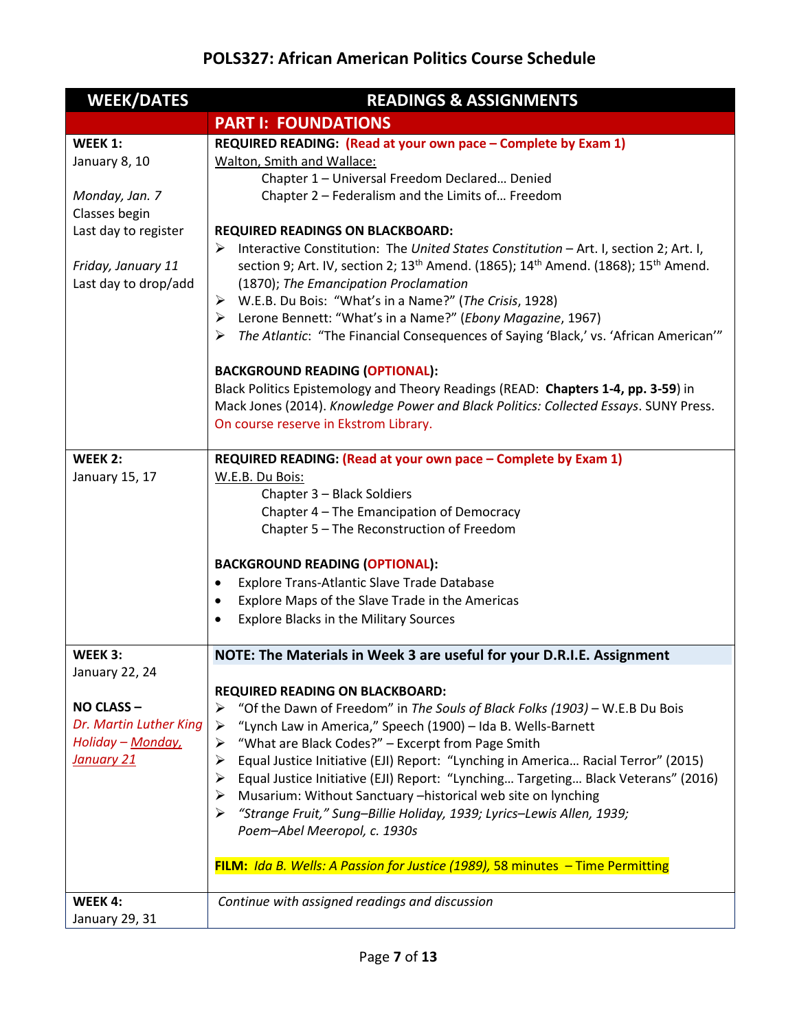# POLS327: African American Politics Course Schedule

| WEEK/DATES | READINGS & ASSIGNMENTS |
|---|---|
| | **PART I: FOUNDATIONS** |
| **WEEK 1:**<br>January 8, 10<br><br>*Monday, Jan. 7*<br>Classes begin<br>Last day to register<br><br>*Friday, January 11*<br>Last day to drop/add | **REQUIRED READING: (Read at your own pace – Complete by Exam 1)**<br>Walton, Smith and Wallace:<br>Chapter 1 – Universal Freedom Declared… Denied<br>Chapter 2 – Federalism and the Limits of… Freedom<br><br>**REQUIRED READINGS ON BLACKBOARD:**<br>➢ Interactive Constitution: The *United States Constitution* – Art. I, section 2; Art. I, section 9; Art. IV, section 2; 13th Amend. (1865); 14th Amend. (1868); 15th Amend. (1870); *The Emancipation Proclamation*<br>➢ W.E.B. Du Bois: "What's in a Name?" (*The Crisis*, 1928)<br>➢ Lerone Bennett: "What's in a Name?" (*Ebony Magazine*, 1967)<br>➢ *The Atlantic*: "The Financial Consequences of Saying 'Black,' vs. 'African American'"<br><br>**BACKGROUND READING (OPTIONAL):**<br>Black Politics Epistemology and Theory Readings (READ: **Chapters 1-4, pp. 3-59**) in Mack Jones (2014). *Knowledge Power and Black Politics: Collected Essays*. SUNY Press. On course reserve in Ekstrom Library. |
| **WEEK 2:**<br>January 15, 17 | **REQUIRED READING: (Read at your own pace – Complete by Exam 1)**<br>W.E.B. Du Bois:<br>Chapter 3 – Black Soldiers<br>Chapter 4 – The Emancipation of Democracy<br>Chapter 5 – The Reconstruction of Freedom<br><br>**BACKGROUND READING (OPTIONAL):**<br>• Explore Trans-Atlantic Slave Trade Database<br>• Explore Maps of the Slave Trade in the Americas<br>• Explore Blacks in the Military Sources |
| **WEEK 3:**<br>January 22, 24<br><br>**NO CLASS –**<br>*Dr. Martin Luther King Holiday – Monday, January 21* | **NOTE: The Materials in Week 3 are useful for your D.R.I.E. Assignment**<br><br>**REQUIRED READING ON BLACKBOARD:**<br>➢ "Of the Dawn of Freedom" in *The Souls of Black Folks (1903)* – W.E.B Du Bois<br>➢ "Lynch Law in America," Speech (1900) – Ida B. Wells-Barnett<br>➢ "What are Black Codes?" – Excerpt from Page Smith<br>➢ Equal Justice Initiative (EJI) Report: "Lynching in America… Racial Terror" (2015)<br>➢ Equal Justice Initiative (EJI) Report: "Lynching… Targeting… Black Veterans" (2016)<br>➢ Musarium: Without Sanctuary –historical web site on lynching<br>➢ *"Strange Fruit," Sung–Billie Holiday, 1939; Lyrics–Lewis Allen, 1939; Poem–Abel Meeropol, c. 1930s*<br><br>**FILM:** *Ida B. Wells: A Passion for Justice (1989),* 58 minutes – Time Permitting |
| **WEEK 4:**<br>January 29, 31 | *Continue with assigned readings and discussion* |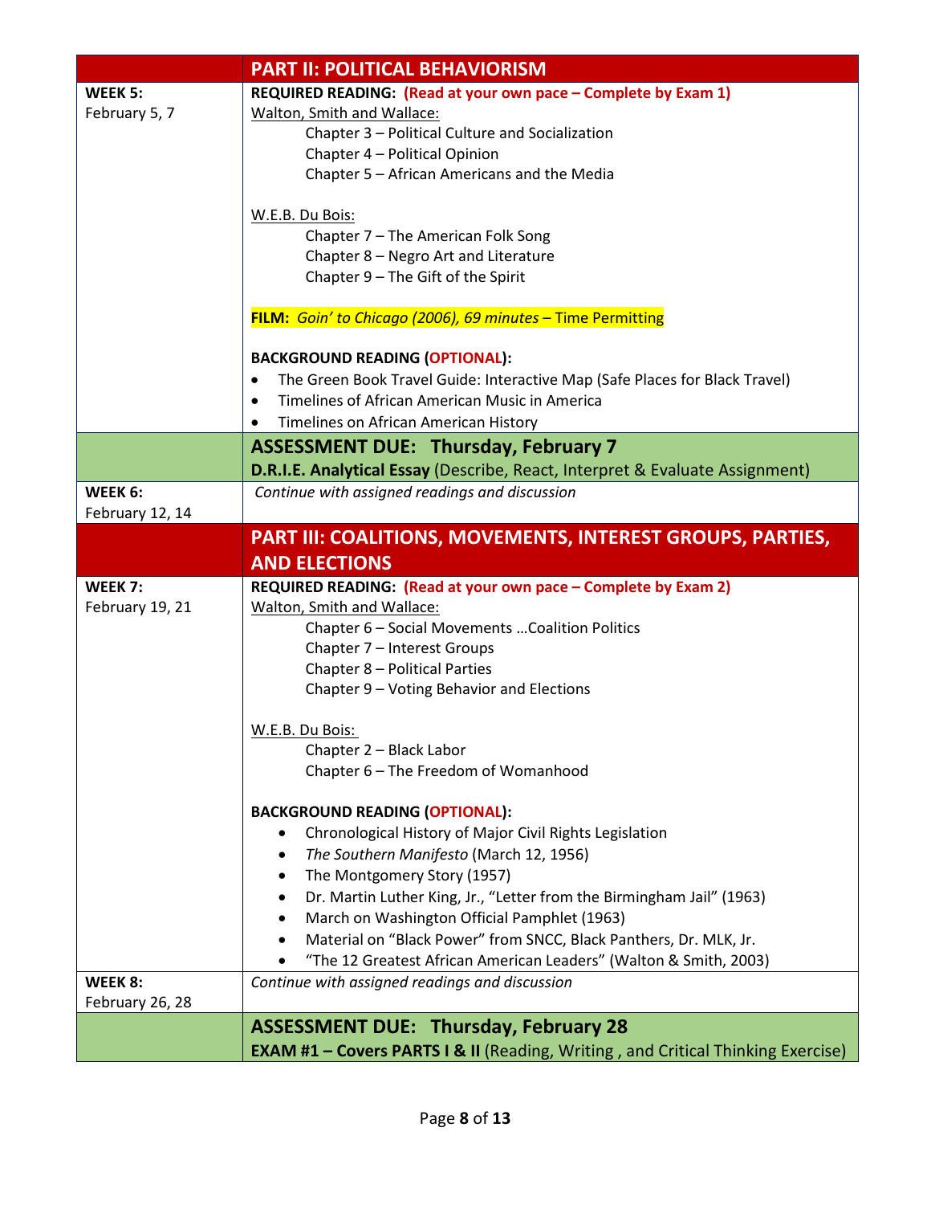| | **PART II: POLITICAL BEHAVIORISM** |
|---|---|
| **WEEK 5:**<br>February 5, 7 | **REQUIRED READING: (Read at your own pace – Complete by Exam 1)**<br>Walton, Smith and Wallace:<br>Chapter 3 – Political Culture and Socialization<br>Chapter 4 – Political Opinion<br>Chapter 5 – African Americans and the Media<br><br>W.E.B. Du Bois:<br>Chapter 7 – The American Folk Song<br>Chapter 8 – Negro Art and Literature<br>Chapter 9 – The Gift of the Spirit<br><br>**FILM:** *Goin' to Chicago (2006), 69 minutes* – Time Permitting<br><br>**BACKGROUND READING (OPTIONAL):**<br>• The Green Book Travel Guide: Interactive Map (Safe Places for Black Travel)<br>• Timelines of African American Music in America<br>• Timelines on African American History |
| | **ASSESSMENT DUE: Thursday, February 7**<br>**D.R.I.E. Analytical Essay** (Describe, React, Interpret & Evaluate Assignment) |
| **WEEK 6:**<br>February 12, 14 | *Continue with assigned readings and discussion* |
| | **PART III: COALITIONS, MOVEMENTS, INTEREST GROUPS, PARTIES, AND ELECTIONS** |
| **WEEK 7:**<br>February 19, 21 | **REQUIRED READING: (Read at your own pace – Complete by Exam 2)**<br>Walton, Smith and Wallace:<br>Chapter 6 – Social Movements …Coalition Politics<br>Chapter 7 – Interest Groups<br>Chapter 8 – Political Parties<br>Chapter 9 – Voting Behavior and Elections<br><br>W.E.B. Du Bois:<br>Chapter 2 – Black Labor<br>Chapter 6 – The Freedom of Womanhood<br><br>**BACKGROUND READING (OPTIONAL):**<br>• Chronological History of Major Civil Rights Legislation<br>• *The Southern Manifesto* (March 12, 1956)<br>• The Montgomery Story (1957)<br>• Dr. Martin Luther King, Jr., "Letter from the Birmingham Jail" (1963)<br>• March on Washington Official Pamphlet (1963)<br>• Material on "Black Power" from SNCC, Black Panthers, Dr. MLK, Jr.<br>• "The 12 Greatest African American Leaders" (Walton & Smith, 2003) |
| **WEEK 8:**<br>February 26, 28 | *Continue with assigned readings and discussion* |
| | **ASSESSMENT DUE: Thursday, February 28**<br>**EXAM #1 – Covers PARTS I & II** (Reading, Writing , and Critical Thinking Exercise) |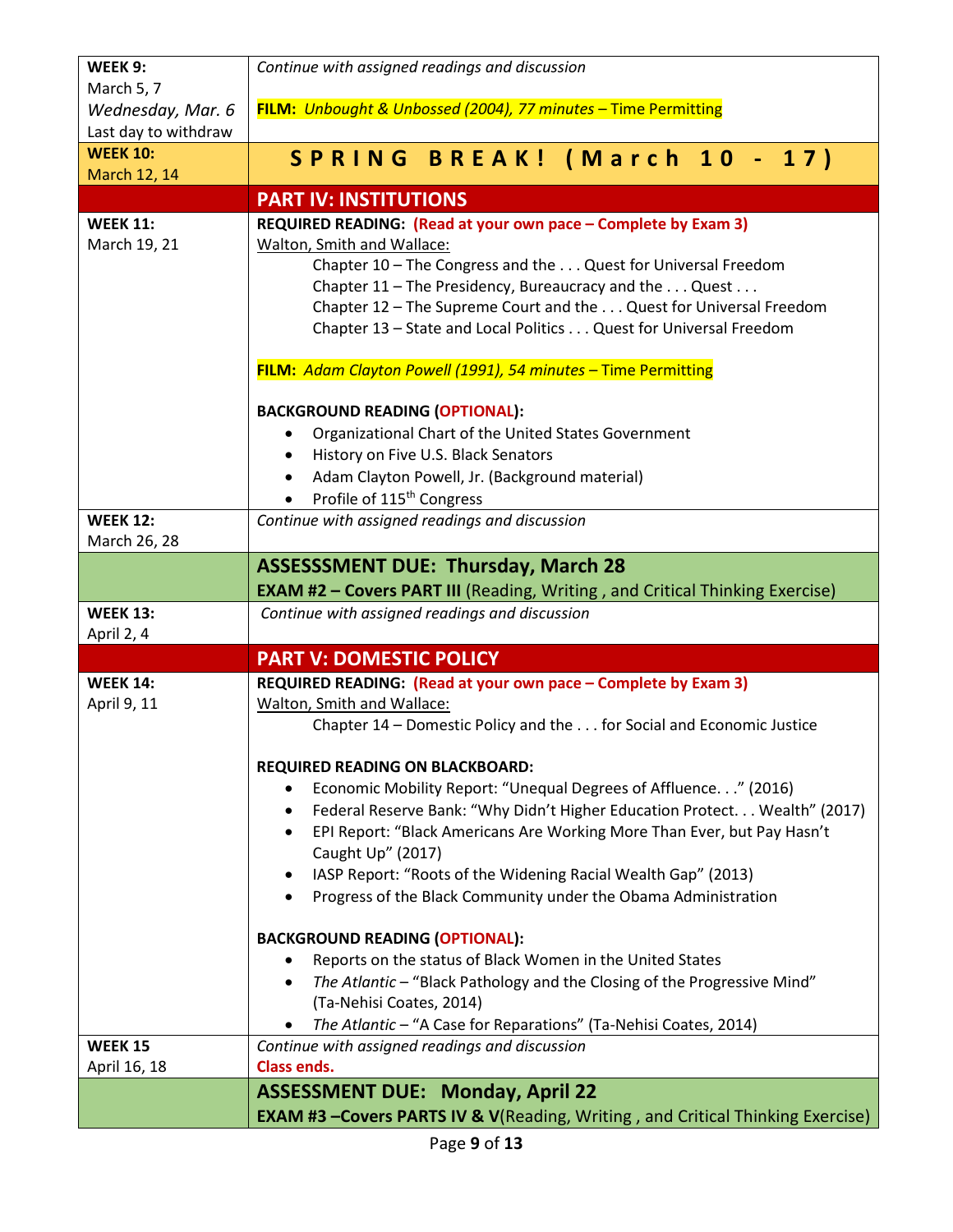| WEEK 9: March 5, 7 *Wednesday, Mar. 6* Last day to withdraw | *Continue with assigned readings and discussion* **FILM:** *Unbought & Unbossed (2004), 77 minutes* – Time Permitting |
|---|---|
| **WEEK 10:** March 12, 14 | **S P R I N G B R E A K ! ( M a r c h 1 0 - 1 7 )** |
| | **PART IV: INSTITUTIONS** |
| **WEEK 11:** March 19, 21 | **REQUIRED READING: (Read at your own pace – Complete by Exam 3)** Walton, Smith and Wallace: Chapter 10 – The Congress and the . . . Quest for Universal Freedom; Chapter 11 – The Presidency, Bureaucracy and the . . . Quest . . .; Chapter 12 – The Supreme Court and the . . . Quest for Universal Freedom; Chapter 13 – State and Local Politics . . . Quest for Universal Freedom<br><br>**FILM:** *Adam Clayton Powell (1991), 54 minutes* – Time Permitting<br><br>**BACKGROUND READING (OPTIONAL):**<br>• Organizational Chart of the United States Government<br>• History on Five U.S. Black Senators<br>• Adam Clayton Powell, Jr. (Background material)<br>• Profile of 115th Congress |
| **WEEK 12:** March 26, 28 | *Continue with assigned readings and discussion* |
| | **ASSESSSMENT DUE: Thursday, March 28** **EXAM #2 – Covers PART III** (Reading, Writing , and Critical Thinking Exercise) |
| **WEEK 13:** April 2, 4 | *Continue with assigned readings and discussion* |
| | **PART V: DOMESTIC POLICY** |
| **WEEK 14:** April 9, 11 | **REQUIRED READING: (Read at your own pace – Complete by Exam 3)** Walton, Smith and Wallace: Chapter 14 – Domestic Policy and the . . . for Social and Economic Justice<br><br>**REQUIRED READING ON BLACKBOARD:**<br>• Economic Mobility Report: "Unequal Degrees of Affluence. . ." (2016)<br>• Federal Reserve Bank: "Why Didn't Higher Education Protect. . . Wealth" (2017)<br>• EPI Report: "Black Americans Are Working More Than Ever, but Pay Hasn't Caught Up" (2017)<br>• IASP Report: "Roots of the Widening Racial Wealth Gap" (2013)<br>• Progress of the Black Community under the Obama Administration<br><br>**BACKGROUND READING (OPTIONAL):**<br>• Reports on the status of Black Women in the United States<br>• *The Atlantic* – "Black Pathology and the Closing of the Progressive Mind" (Ta-Nehisi Coates, 2014)<br>• *The Atlantic* – "A Case for Reparations" (Ta-Nehisi Coates, 2014) |
| **WEEK 15** April 16, 18 | *Continue with assigned readings and discussion* **Class ends.** |
| | **ASSESSMENT DUE: Monday, April 22** **EXAM #3 –Covers PARTS IV & V**(Reading, Writing , and Critical Thinking Exercise) |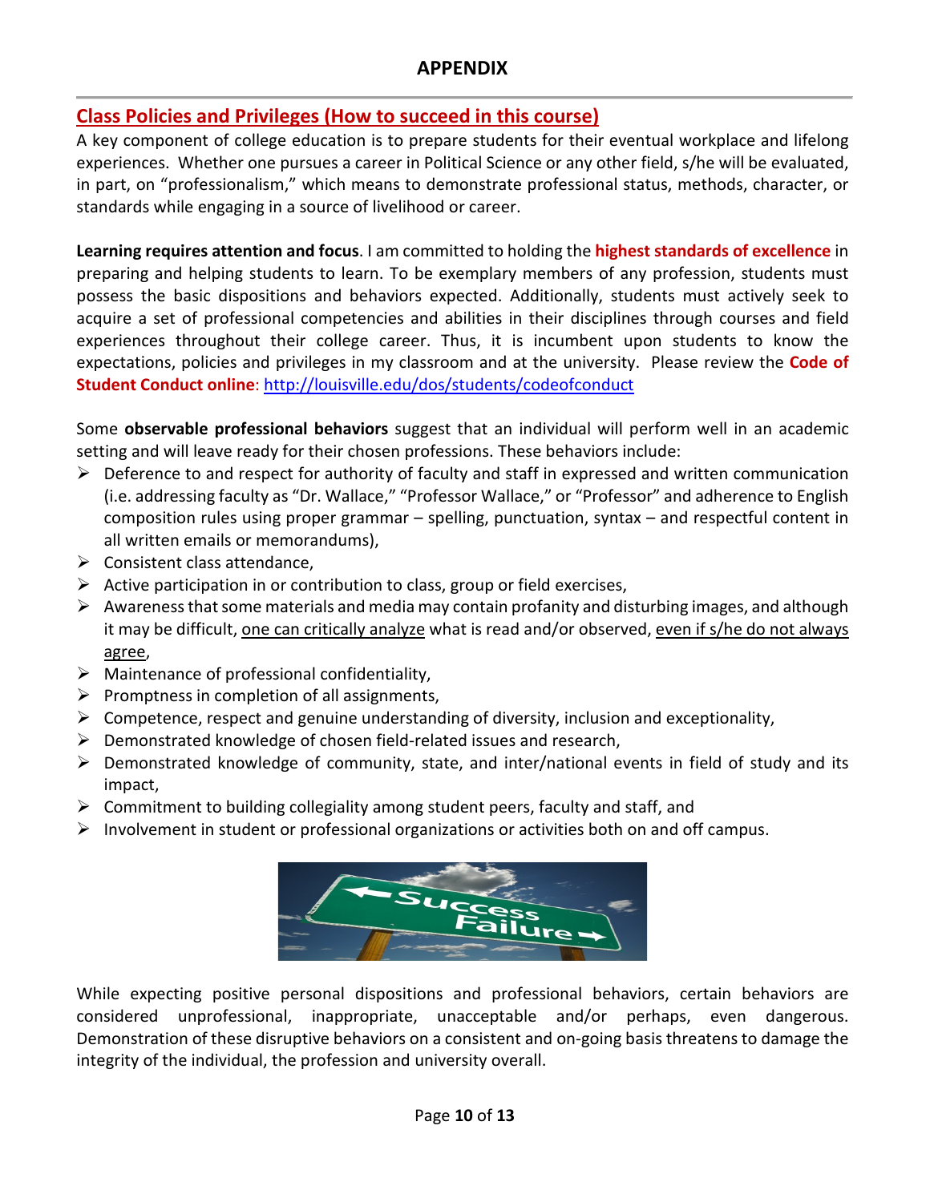# APPENDIX

## Class Policies and Privileges (How to succeed in this course)

A key component of college education is to prepare students for their eventual workplace and lifelong experiences. Whether one pursues a career in Political Science or any other field, s/he will be evaluated, in part, on "professionalism," which means to demonstrate professional status, methods, character, or standards while engaging in a source of livelihood or career.

**Learning requires attention and focus**. I am committed to holding the **highest standards of excellence** in preparing and helping students to learn. To be exemplary members of any profession, students must possess the basic dispositions and behaviors expected. Additionally, students must actively seek to acquire a set of professional competencies and abilities in their disciplines through courses and field experiences throughout their college career. Thus, it is incumbent upon students to know the expectations, policies and privileges in my classroom and at the university. Please review the **Code of Student Conduct online**: http://louisville.edu/dos/students/codeofconduct

Some **observable professional behaviors** suggest that an individual will perform well in an academic setting and will leave ready for their chosen professions. These behaviors include:

- Deference to and respect for authority of faculty and staff in expressed and written communication (i.e. addressing faculty as "Dr. Wallace," "Professor Wallace," or "Professor" and adherence to English composition rules using proper grammar – spelling, punctuation, syntax – and respectful content in all written emails or memorandums),
- Consistent class attendance,
- Active participation in or contribution to class, group or field exercises,
- Awareness that some materials and media may contain profanity and disturbing images, and although it may be difficult, one can critically analyze what is read and/or observed, even if s/he do not always agree,
- Maintenance of professional confidentiality,
- Promptness in completion of all assignments,
- Competence, respect and genuine understanding of diversity, inclusion and exceptionality,
- Demonstrated knowledge of chosen field-related issues and research,
- Demonstrated knowledge of community, state, and inter/national events in field of study and its impact,
- Commitment to building collegiality among student peers, faculty and staff, and
- Involvement in student or professional organizations or activities both on and off campus.

While expecting positive personal dispositions and professional behaviors, certain behaviors are considered unprofessional, inappropriate, unacceptable and/or perhaps, even dangerous. Demonstration of these disruptive behaviors on a consistent and on-going basis threatens to damage the integrity of the individual, the profession and university overall.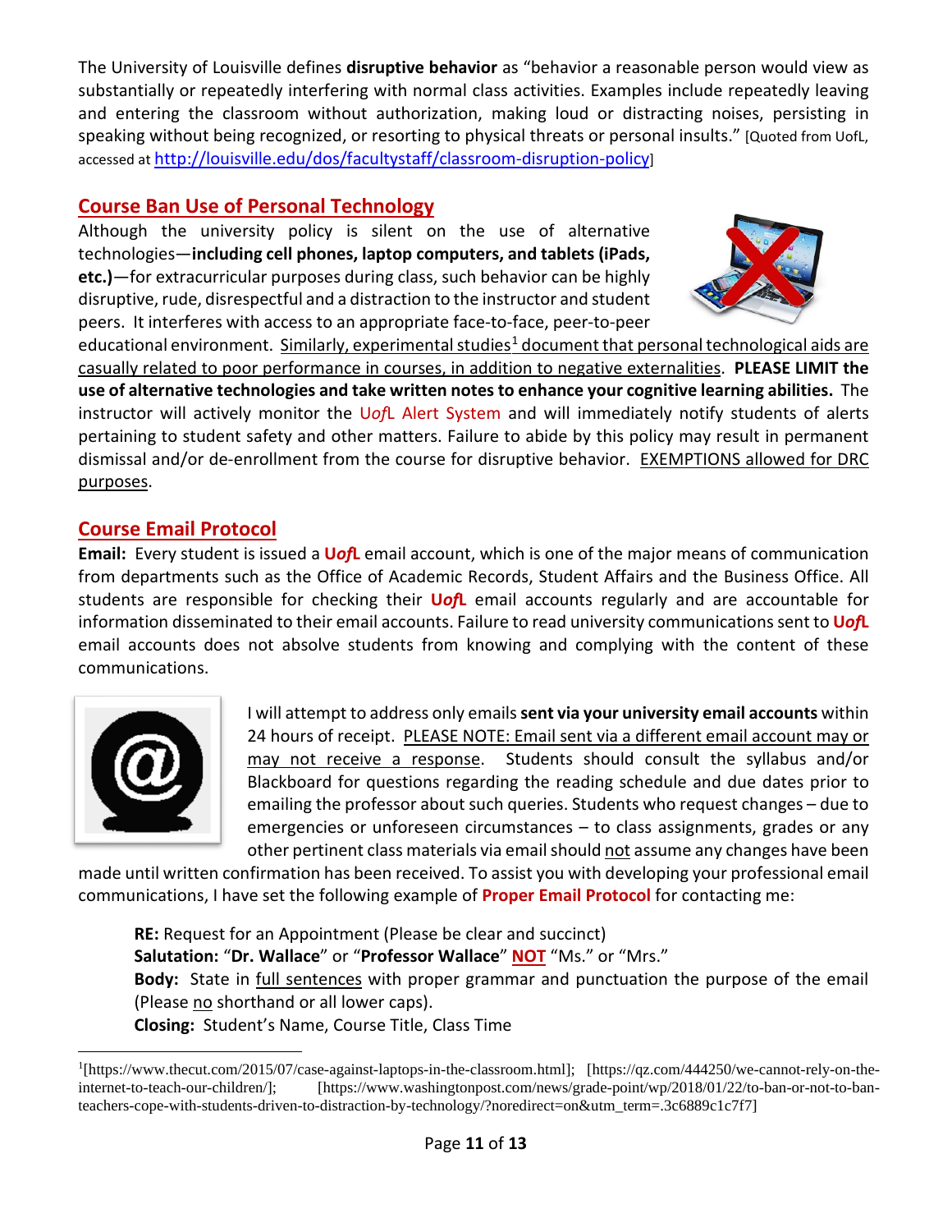The University of Louisville defines **disruptive behavior** as "behavior a reasonable person would view as substantially or repeatedly interfering with normal class activities. Examples include repeatedly leaving and entering the classroom without authorization, making loud or distracting noises, persisting in speaking without being recognized, or resorting to physical threats or personal insults." [Quoted from UofL, accessed at http://louisville.edu/dos/facultystaff/classroom-disruption-policy]

## Course Ban Use of Personal Technology

Although the university policy is silent on the use of alternative technologies—**including cell phones, laptop computers, and tablets (iPads, etc.)**—for extracurricular purposes during class, such behavior can be highly disruptive, rude, disrespectful and a distraction to the instructor and student peers. It interferes with access to an appropriate face-to-face, peer-to-peer educational environment. Similarly, experimental studies[1] document that personal technological aids are casually related to poor performance in courses, in addition to negative externalities. **PLEASE LIMIT the use of alternative technologies and take written notes to enhance your cognitive learning abilities.** The instructor will actively monitor the U*of*L Alert System and will immediately notify students of alerts pertaining to student safety and other matters. Failure to abide by this policy may result in permanent dismissal and/or de-enrollment from the course for disruptive behavior. EXEMPTIONS allowed for DRC purposes.

## Course Email Protocol

**Email:** Every student is issued a **U*of*L** email account, which is one of the major means of communication from departments such as the Office of Academic Records, Student Affairs and the Business Office. All students are responsible for checking their **U*of*L** email accounts regularly and are accountable for information disseminated to their email accounts. Failure to read university communications sent to **U*of*L** email accounts does not absolve students from knowing and complying with the content of these communications.

I will attempt to address only emails **sent via your university email accounts** within 24 hours of receipt. PLEASE NOTE: Email sent via a different email account may or may not receive a response. Students should consult the syllabus and/or Blackboard for questions regarding the reading schedule and due dates prior to emailing the professor about such queries. Students who request changes – due to emergencies or unforeseen circumstances – to class assignments, grades or any other pertinent class materials via email should not assume any changes have been made until written confirmation has been received. To assist you with developing your professional email communications, I have set the following example of **Proper Email Protocol** for contacting me:

> **RE:** Request for an Appointment (Please be clear and succinct)
> **Salutation:** "**Dr. Wallace**" or "**Professor Wallace**" **NOT** "Ms." or "Mrs."
> **Body:** State in full sentences with proper grammar and punctuation the purpose of the email (Please no shorthand or all lower caps).
> **Closing:** Student's Name, Course Title, Class Time

---

[1][https://www.thecut.com/2015/07/case-against-laptops-in-the-classroom.html]; [https://qz.com/444250/we-cannot-rely-on-the-internet-to-teach-our-children/]; [https://www.washingtonpost.com/news/grade-point/wp/2018/01/22/to-ban-or-not-to-ban-teachers-cope-with-students-driven-to-distraction-by-technology/?noredirect=on&utm_term=.3c6889c1c7f7]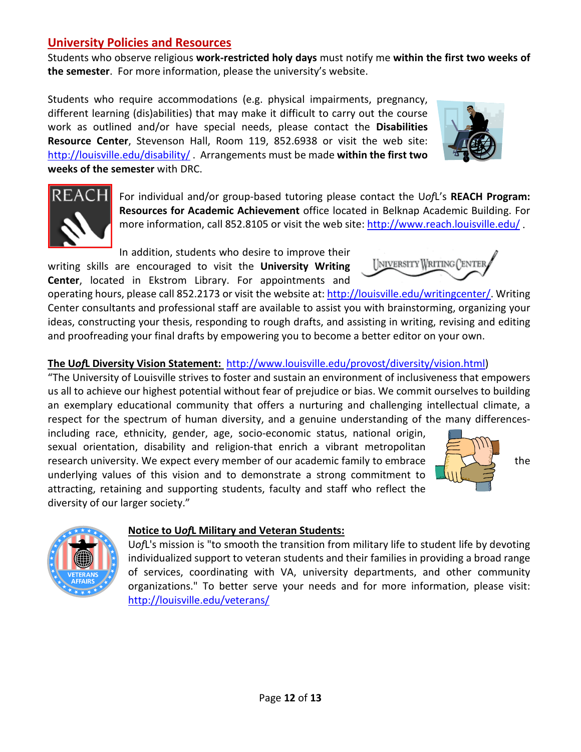## University Policies and Resources

Students who observe religious **work-restricted holy days** must notify me **within the first two weeks of the semester**. For more information, please the university's website.

Students who require accommodations (e.g. physical impairments, pregnancy, different learning (dis)abilities) that may make it difficult to carry out the course work as outlined and/or have special needs, please contact the **Disabilities Resource Center**, Stevenson Hall, Room 119, 852.6938 or visit the web site: http://louisville.edu/disability/ . Arrangements must be made **within the first two weeks of the semester** with DRC.

For individual and/or group-based tutoring please contact the U*of*L's **REACH Program: Resources for Academic Achievement** office located in Belknap Academic Building. For more information, call 852.8105 or visit the web site: http://www.reach.louisville.edu/ .

In addition, students who desire to improve their writing skills are encouraged to visit the **University Writing Center**, located in Ekstrom Library. For appointments and operating hours, please call 852.2173 or visit the website at: http://louisville.edu/writingcenter/. Writing Center consultants and professional staff are available to assist you with brainstorming, organizing your ideas, constructing your thesis, responding to rough drafts, and assisting in writing, revising and editing and proofreading your final drafts by empowering you to become a better editor on your own.

**The U*of*L Diversity Vision Statement:** http://www.louisville.edu/provost/diversity/vision.html)

"The University of Louisville strives to foster and sustain an environment of inclusiveness that empowers us all to achieve our highest potential without fear of prejudice or bias. We commit ourselves to building an exemplary educational community that offers a nurturing and challenging intellectual climate, a respect for the spectrum of human diversity, and a genuine understanding of the many differences-including race, ethnicity, gender, age, socio-economic status, national origin, sexual orientation, disability and religion-that enrich a vibrant metropolitan research university. We expect every member of our academic family to embrace the underlying values of this vision and to demonstrate a strong commitment to attracting, retaining and supporting students, faculty and staff who reflect the diversity of our larger society."

**Notice to U*of*L Military and Veteran Students:**

U*of*L's mission is "to smooth the transition from military life to student life by devoting individualized support to veteran students and their families in providing a broad range of services, coordinating with VA, university departments, and other community organizations." To better serve your needs and for more information, please visit: http://louisville.edu/veterans/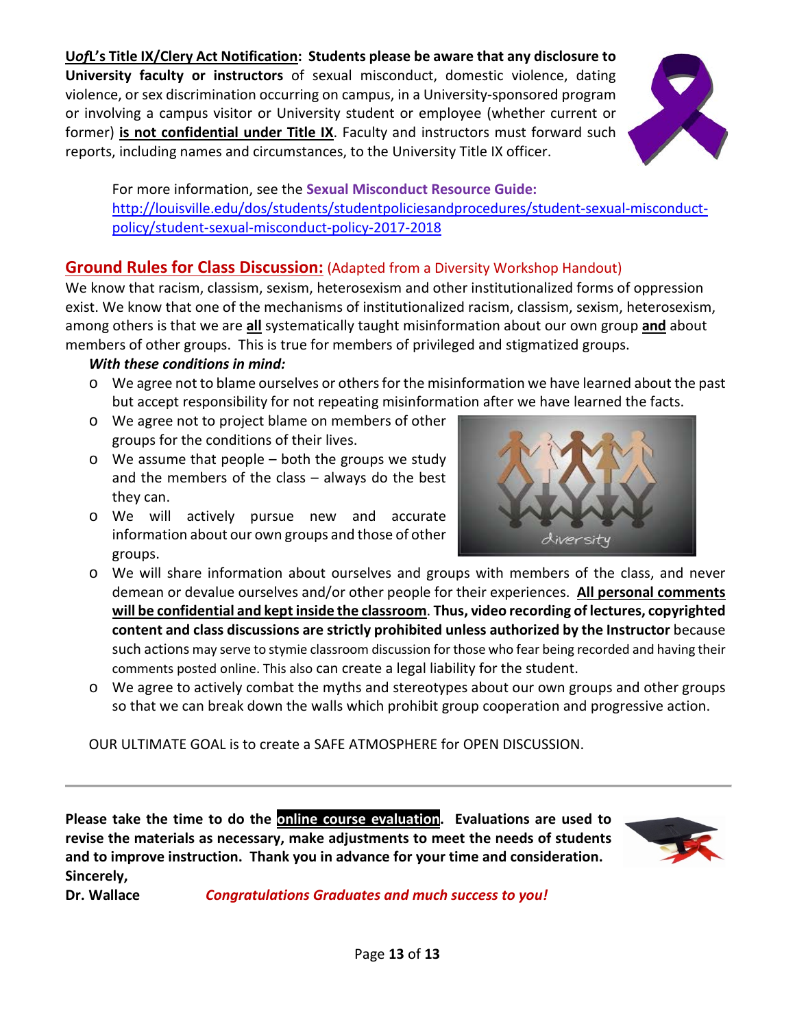**U*of*L's Title IX/Clery Act Notification: Students please be aware that any disclosure to University faculty or instructors** of sexual misconduct, domestic violence, dating violence, or sex discrimination occurring on campus, in a University-sponsored program or involving a campus visitor or University student or employee (whether current or former) **is not confidential under Title IX**. Faculty and instructors must forward such reports, including names and circumstances, to the University Title IX officer.

For more information, see the **Sexual Misconduct Resource Guide:** http://louisville.edu/dos/students/studentpoliciesandprocedures/student-sexual-misconduct-policy/student-sexual-misconduct-policy-2017-2018

## Ground Rules for Class Discussion: (Adapted from a Diversity Workshop Handout)

We know that racism, classism, sexism, heterosexism and other institutionalized forms of oppression exist. We know that one of the mechanisms of institutionalized racism, classism, sexism, heterosexism, among others is that we are **all** systematically taught misinformation about our own group **and** about members of other groups. This is true for members of privileged and stigmatized groups.

***With these conditions in mind:***

- We agree not to blame ourselves or others for the misinformation we have learned about the past but accept responsibility for not repeating misinformation after we have learned the facts.
- We agree not to project blame on members of other groups for the conditions of their lives.
- We assume that people – both the groups we study and the members of the class – always do the best they can.
- We will actively pursue new and accurate information about our own groups and those of other groups.
- We will share information about ourselves and groups with members of the class, and never demean or devalue ourselves and/or other people for their experiences. **All personal comments will be confidential and kept inside the classroom**. **Thus, video recording of lectures, copyrighted content and class discussions are strictly prohibited unless authorized by the Instructor** because such actions may serve to stymie classroom discussion for those who fear being recorded and having their comments posted online. This also can create a legal liability for the student.
- We agree to actively combat the myths and stereotypes about our own groups and other groups so that we can break down the walls which prohibit group cooperation and progressive action.

OUR ULTIMATE GOAL is to create a SAFE ATMOSPHERE for OPEN DISCUSSION.

---

**Please take the time to do the online course evaluation. Evaluations are used to revise the materials as necessary, make adjustments to meet the needs of students and to improve instruction. Thank you in advance for your time and consideration.**

**Sincerely,**

**Dr. Wallace** ***Congratulations Graduates and much success to you!***